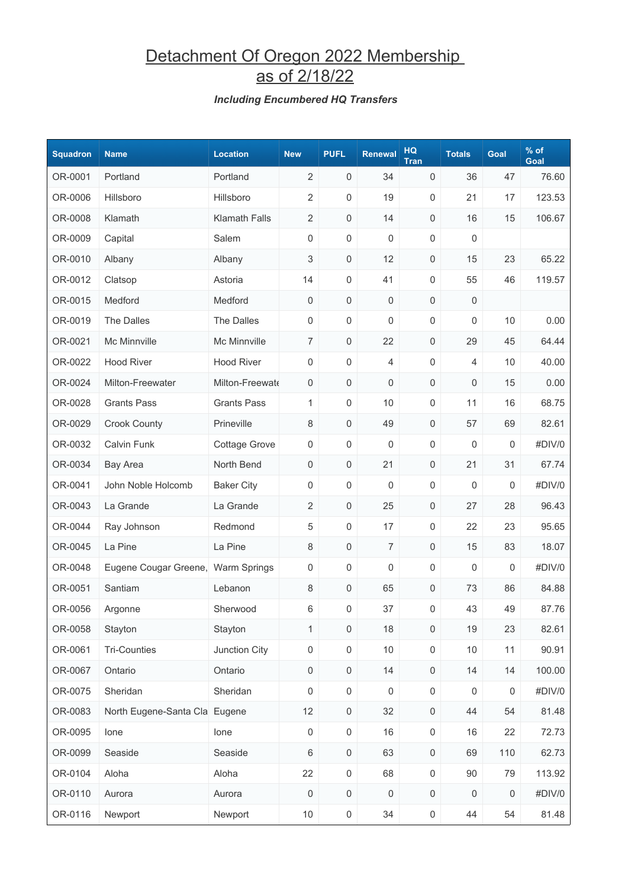# Detachment Of Oregon 2022 Membership as of 2/18/22

***Including Encumbered HQ Transfers***

| Squadron | Name | Location | New | PUFL | Renewal | HQ Tran | Totals | Goal | % of Goal |
|---|---|---|---|---|---|---|---|---|---|
| OR-0001 | Portland | Portland | 2 | 0 | 34 | 0 | 36 | 47 | 76.60 |
| OR-0006 | Hillsboro | Hillsboro | 2 | 0 | 19 | 0 | 21 | 17 | 123.53 |
| OR-0008 | Klamath | Klamath Falls | 2 | 0 | 14 | 0 | 16 | 15 | 106.67 |
| OR-0009 | Capital | Salem | 0 | 0 | 0 | 0 | 0 | | |
| OR-0010 | Albany | Albany | 3 | 0 | 12 | 0 | 15 | 23 | 65.22 |
| OR-0012 | Clatsop | Astoria | 14 | 0 | 41 | 0 | 55 | 46 | 119.57 |
| OR-0015 | Medford | Medford | 0 | 0 | 0 | 0 | 0 | | |
| OR-0019 | The Dalles | The Dalles | 0 | 0 | 0 | 0 | 0 | 10 | 0.00 |
| OR-0021 | Mc Minnville | Mc Minnville | 7 | 0 | 22 | 0 | 29 | 45 | 64.44 |
| OR-0022 | Hood River | Hood River | 0 | 0 | 4 | 0 | 4 | 10 | 40.00 |
| OR-0024 | Milton-Freewater | Milton-Freewate | 0 | 0 | 0 | 0 | 0 | 15 | 0.00 |
| OR-0028 | Grants Pass | Grants Pass | 1 | 0 | 10 | 0 | 11 | 16 | 68.75 |
| OR-0029 | Crook County | Prineville | 8 | 0 | 49 | 0 | 57 | 69 | 82.61 |
| OR-0032 | Calvin Funk | Cottage Grove | 0 | 0 | 0 | 0 | 0 | 0 | #DIV/0 |
| OR-0034 | Bay Area | North Bend | 0 | 0 | 21 | 0 | 21 | 31 | 67.74 |
| OR-0041 | John Noble Holcomb | Baker City | 0 | 0 | 0 | 0 | 0 | 0 | #DIV/0 |
| OR-0043 | La Grande | La Grande | 2 | 0 | 25 | 0 | 27 | 28 | 96.43 |
| OR-0044 | Ray Johnson | Redmond | 5 | 0 | 17 | 0 | 22 | 23 | 95.65 |
| OR-0045 | La Pine | La Pine | 8 | 0 | 7 | 0 | 15 | 83 | 18.07 |
| OR-0048 | Eugene Cougar Greene, | Warm Springs | 0 | 0 | 0 | 0 | 0 | 0 | #DIV/0 |
| OR-0051 | Santiam | Lebanon | 8 | 0 | 65 | 0 | 73 | 86 | 84.88 |
| OR-0056 | Argonne | Sherwood | 6 | 0 | 37 | 0 | 43 | 49 | 87.76 |
| OR-0058 | Stayton | Stayton | 1 | 0 | 18 | 0 | 19 | 23 | 82.61 |
| OR-0061 | Tri-Counties | Junction City | 0 | 0 | 10 | 0 | 10 | 11 | 90.91 |
| OR-0067 | Ontario | Ontario | 0 | 0 | 14 | 0 | 14 | 14 | 100.00 |
| OR-0075 | Sheridan | Sheridan | 0 | 0 | 0 | 0 | 0 | 0 | #DIV/0 |
| OR-0083 | North Eugene-Santa Cla | Eugene | 12 | 0 | 32 | 0 | 44 | 54 | 81.48 |
| OR-0095 | Ione | Ione | 0 | 0 | 16 | 0 | 16 | 22 | 72.73 |
| OR-0099 | Seaside | Seaside | 6 | 0 | 63 | 0 | 69 | 110 | 62.73 |
| OR-0104 | Aloha | Aloha | 22 | 0 | 68 | 0 | 90 | 79 | 113.92 |
| OR-0110 | Aurora | Aurora | 0 | 0 | 0 | 0 | 0 | 0 | #DIV/0 |
| OR-0116 | Newport | Newport | 10 | 0 | 34 | 0 | 44 | 54 | 81.48 |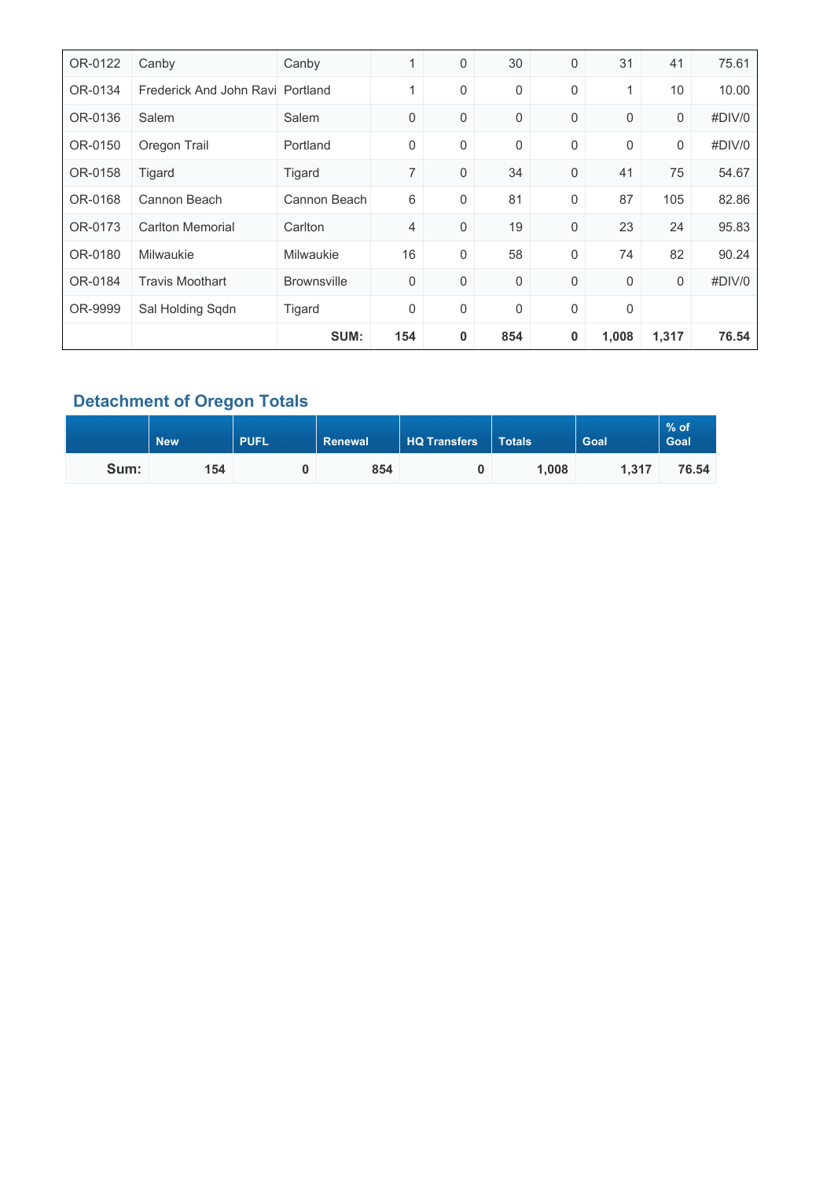| | | | | | | | | | |
|---|---|---|---|---|---|---|---|---|---|
| OR-0122 | Canby | Canby | 1 | 0 | 30 | 0 | 31 | 41 | 75.61 |
| OR-0134 | Frederick And John Ravi | Portland | 1 | 0 | 0 | 0 | 1 | 10 | 10.00 |
| OR-0136 | Salem | Salem | 0 | 0 | 0 | 0 | 0 | 0 | #DIV/0 |
| OR-0150 | Oregon Trail | Portland | 0 | 0 | 0 | 0 | 0 | 0 | #DIV/0 |
| OR-0158 | Tigard | Tigard | 7 | 0 | 34 | 0 | 41 | 75 | 54.67 |
| OR-0168 | Cannon Beach | Cannon Beach | 6 | 0 | 81 | 0 | 87 | 105 | 82.86 |
| OR-0173 | Carlton Memorial | Carlton | 4 | 0 | 19 | 0 | 23 | 24 | 95.83 |
| OR-0180 | Milwaukie | Milwaukie | 16 | 0 | 58 | 0 | 74 | 82 | 90.24 |
| OR-0184 | Travis Moothart | Brownsville | 0 | 0 | 0 | 0 | 0 | 0 | #DIV/0 |
| OR-9999 | Sal Holding Sqdn | Tigard | 0 | 0 | 0 | 0 | 0 | | |
| | | **SUM:** | **154** | **0** | **854** | **0** | **1,008** | **1,317** | **76.54** |

## Detachment of Oregon Totals

| | New | PUFL | Renewal | HQ Transfers | Totals | Goal | % of Goal |
|---|---|---|---|---|---|---|---|
| **Sum:** | **154** | **0** | **854** | **0** | **1,008** | **1,317** | **76.54** |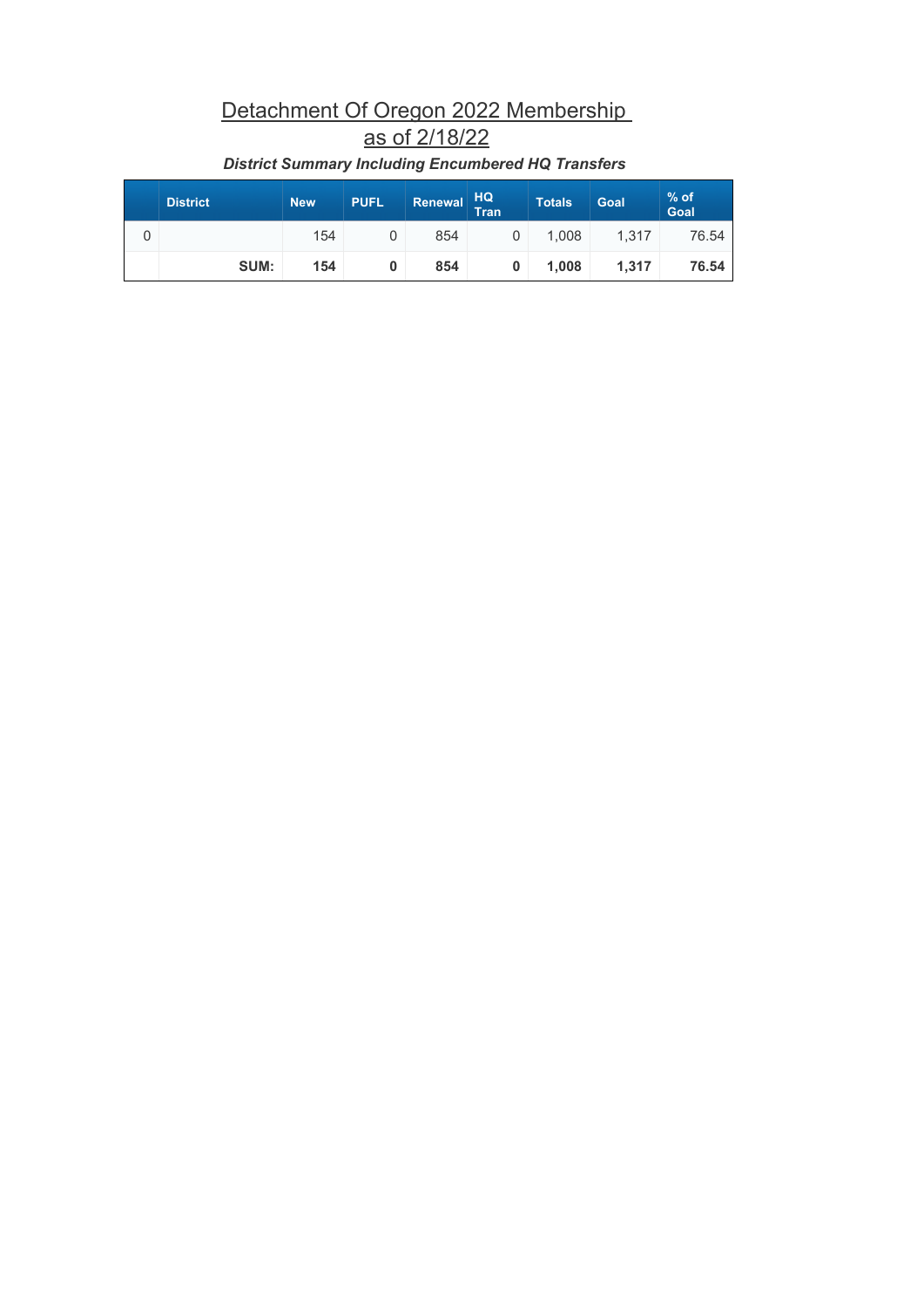# Detachment Of Oregon 2022 Membership as of 2/18/22

***District Summary Including Encumbered HQ Transfers***

| | District | New | PUFL | Renewal | HQ Tran | Totals | Goal | % of Goal |
|---|---|---|---|---|---|---|---|---|
| 0 | | 154 | 0 | 854 | 0 | 1,008 | 1,317 | 76.54 |
| | **SUM:** | **154** | **0** | **854** | **0** | **1,008** | **1,317** | **76.54** |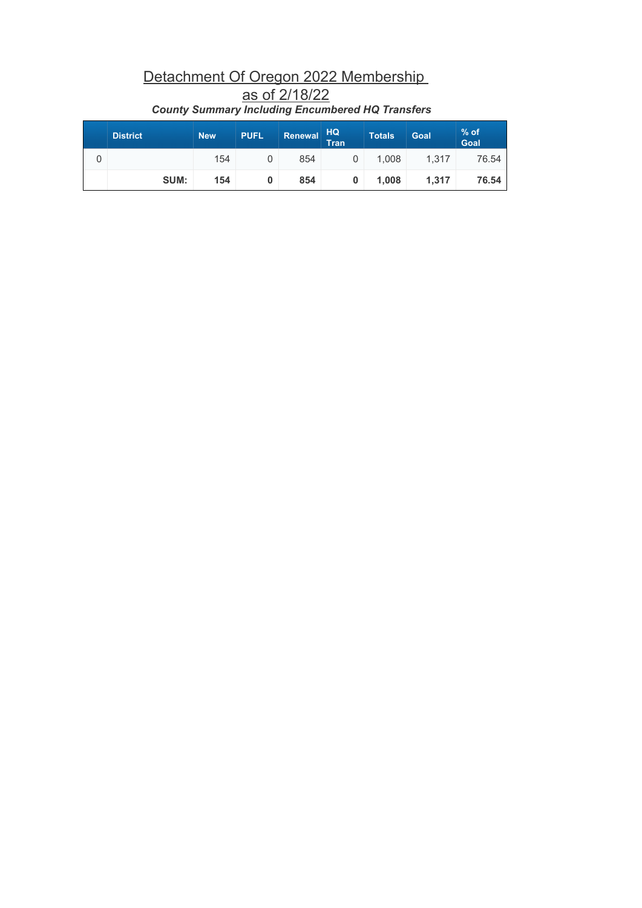# Detachment Of Oregon 2022 Membership as of 2/18/22

***County Summary Including Encumbered HQ Transfers***

| | District | New | PUFL | Renewal | HQ Tran | Totals | Goal | % of Goal |
|---|---|---|---|---|---|---|---|---|
| 0 | | 154 | 0 | 854 | 0 | 1,008 | 1,317 | 76.54 |
| | **SUM:** | **154** | **0** | **854** | **0** | **1,008** | **1,317** | **76.54** |